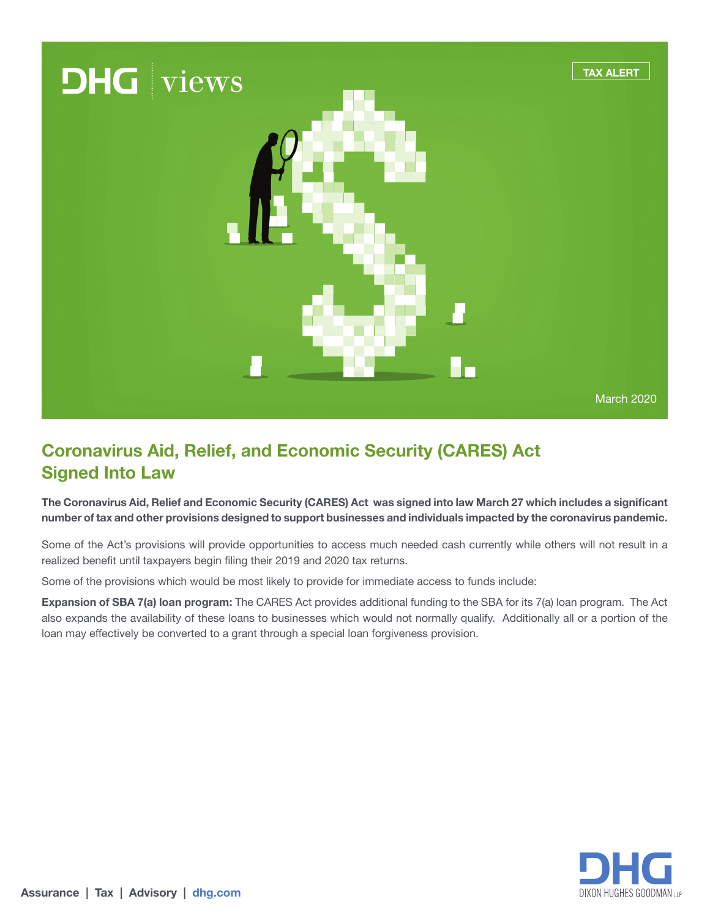DHG views

TAX ALERT

March 2020

# Coronavirus Aid, Relief, and Economic Security (CARES) Act Signed Into Law

**The Coronavirus Aid, Relief and Economic Security (CARES) Act was signed into law March 27 which includes a significant number of tax and other provisions designed to support businesses and individuals impacted by the coronavirus pandemic.**

Some of the Act's provisions will provide opportunities to access much needed cash currently while others will not result in a realized benefit until taxpayers begin filing their 2019 and 2020 tax returns.

Some of the provisions which would be most likely to provide for immediate access to funds include:

**Expansion of SBA 7(a) loan program:** The CARES Act provides additional funding to the SBA for its 7(a) loan program. The Act also expands the availability of these loans to businesses which would not normally qualify. Additionally all or a portion of the loan may effectively be converted to a grant through a special loan forgiveness provision.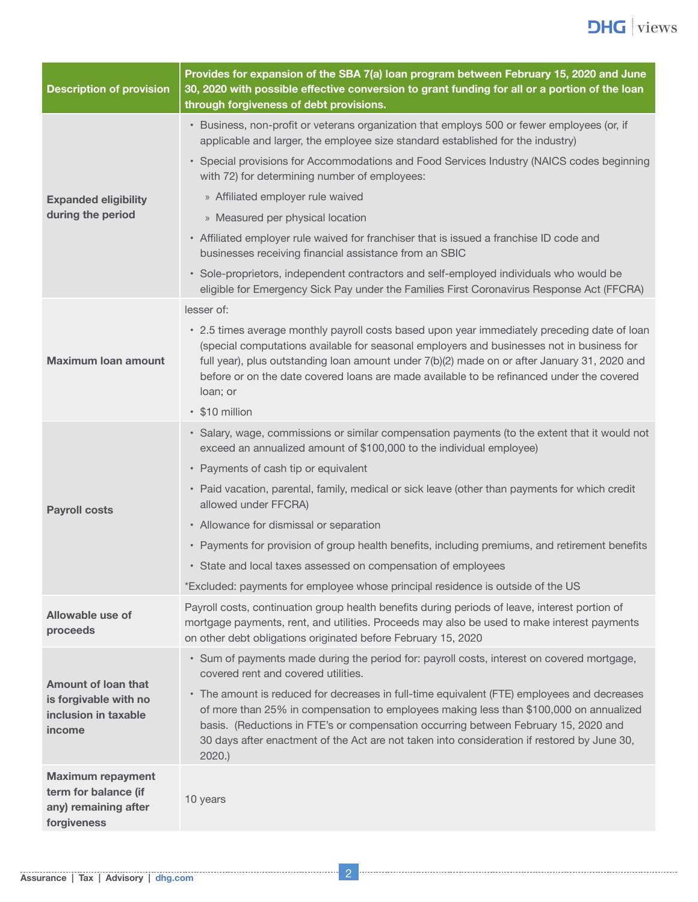| Description of provision | Provides for expansion of the SBA 7(a) loan program between February 15, 2020 and June 30, 2020 with possible effective conversion to grant funding for all or a portion of the loan through forgiveness of debt provisions. |
|---|---|
| **Expanded eligibility during the period** | • Business, non-profit or veterans organization that employs 500 or fewer employees (or, if applicable and larger, the employee size standard established for the industry)<br>• Special provisions for Accommodations and Food Services Industry (NAICS codes beginning with 72) for determining number of employees:<br>   » Affiliated employer rule waived<br>   » Measured per physical location<br>• Affiliated employer rule waived for franchiser that is issued a franchise ID code and businesses receiving financial assistance from an SBIC<br>• Sole-proprietors, independent contractors and self-employed individuals who would be eligible for Emergency Sick Pay under the Families First Coronavirus Response Act (FFCRA) |
| **Maximum loan amount** | lesser of:<br>• 2.5 times average monthly payroll costs based upon year immediately preceding date of loan (special computations available for seasonal employers and businesses not in business for full year), plus outstanding loan amount under 7(b)(2) made on or after January 31, 2020 and before or on the date covered loans are made available to be refinanced under the covered loan; or<br>• $10 million |
| **Payroll costs** | • Salary, wage, commissions or similar compensation payments (to the extent that it would not exceed an annualized amount of $100,000 to the individual employee)<br>• Payments of cash tip or equivalent<br>• Paid vacation, parental, family, medical or sick leave (other than payments for which credit allowed under FFCRA)<br>• Allowance for dismissal or separation<br>• Payments for provision of group health benefits, including premiums, and retirement benefits<br>• State and local taxes assessed on compensation of employees<br>*Excluded: payments for employee whose principal residence is outside of the US |
| **Allowable use of proceeds** | Payroll costs, continuation group health benefits during periods of leave, interest portion of mortgage payments, rent, and utilities. Proceeds may also be used to make interest payments on other debt obligations originated before February 15, 2020 |
| **Amount of loan that is forgivable with no inclusion in taxable income** | • Sum of payments made during the period for: payroll costs, interest on covered mortgage, covered rent and covered utilities.<br>• The amount is reduced for decreases in full-time equivalent (FTE) employees and decreases of more than 25% in compensation to employees making less than $100,000 on annualized basis. (Reductions in FTE's or compensation occurring between February 15, 2020 and 30 days after enactment of the Act are not taken into consideration if restored by June 30, 2020.) |
| **Maximum repayment term for balance (if any) remaining after forgiveness** | 10 years |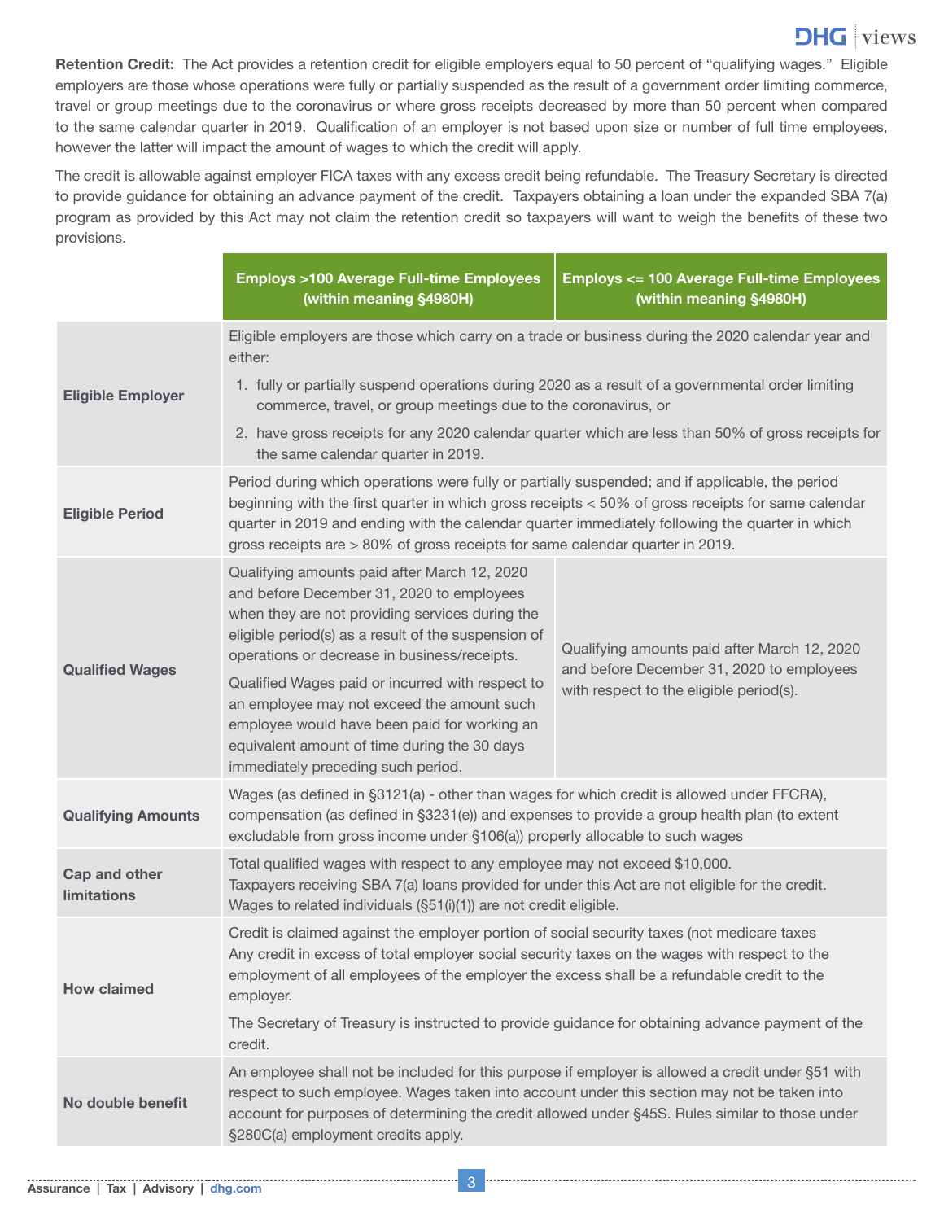**Retention Credit:** The Act provides a retention credit for eligible employers equal to 50 percent of "qualifying wages." Eligible employers are those whose operations were fully or partially suspended as the result of a government order limiting commerce, travel or group meetings due to the coronavirus or where gross receipts decreased by more than 50 percent when compared to the same calendar quarter in 2019. Qualification of an employer is not based upon size or number of full time employees, however the latter will impact the amount of wages to which the credit will apply.

The credit is allowable against employer FICA taxes with any excess credit being refundable. The Treasury Secretary is directed to provide guidance for obtaining an advance payment of the credit. Taxpayers obtaining a loan under the expanded SBA 7(a) program as provided by this Act may not claim the retention credit so taxpayers will want to weigh the benefits of these two provisions.

| | Employs >100 Average Full-time Employees (within meaning §4980H) | Employs <= 100 Average Full-time Employees (within meaning §4980H) |
|---|---|---|
| **Eligible Employer** | Eligible employers are those which carry on a trade or business during the 2020 calendar year and either:<br>1. fully or partially suspend operations during 2020 as a result of a governmental order limiting commerce, travel, or group meetings due to the coronavirus, or<br>2. have gross receipts for any 2020 calendar quarter which are less than 50% of gross receipts for the same calendar quarter in 2019. | |
| **Eligible Period** | Period during which operations were fully or partially suspended; and if applicable, the period beginning with the first quarter in which gross receipts < 50% of gross receipts for same calendar quarter in 2019 and ending with the calendar quarter immediately following the quarter in which gross receipts are > 80% of gross receipts for same calendar quarter in 2019. | |
| **Qualified Wages** | Qualifying amounts paid after March 12, 2020 and before December 31, 2020 to employees when they are not providing services during the eligible period(s) as a result of the suspension of operations or decrease in business/receipts.<br>Qualified Wages paid or incurred with respect to an employee may not exceed the amount such employee would have been paid for working an equivalent amount of time during the 30 days immediately preceding such period. | Qualifying amounts paid after March 12, 2020 and before December 31, 2020 to employees with respect to the eligible period(s). |
| **Qualifying Amounts** | Wages (as defined in §3121(a) - other than wages for which credit is allowed under FFCRA), compensation (as defined in §3231(e)) and expenses to provide a group health plan (to extent excludable from gross income under §106(a)) properly allocable to such wages | |
| **Cap and other limitations** | Total qualified wages with respect to any employee may not exceed $10,000.<br>Taxpayers receiving SBA 7(a) loans provided for under this Act are not eligible for the credit.<br>Wages to related individuals (§51(i)(1)) are not credit eligible. | |
| **How claimed** | Credit is claimed against the employer portion of social security taxes (not medicare taxes Any credit in excess of total employer social security taxes on the wages with respect to the employment of all employees of the employer the excess shall be a refundable credit to the employer.<br>The Secretary of Treasury is instructed to provide guidance for obtaining advance payment of the credit. | |
| **No double benefit** | An employee shall not be included for this purpose if employer is allowed a credit under §51 with respect to such employee. Wages taken into account under this section may not be taken into account for purposes of determining the credit allowed under §45S. Rules similar to those under §280C(a) employment credits apply. | |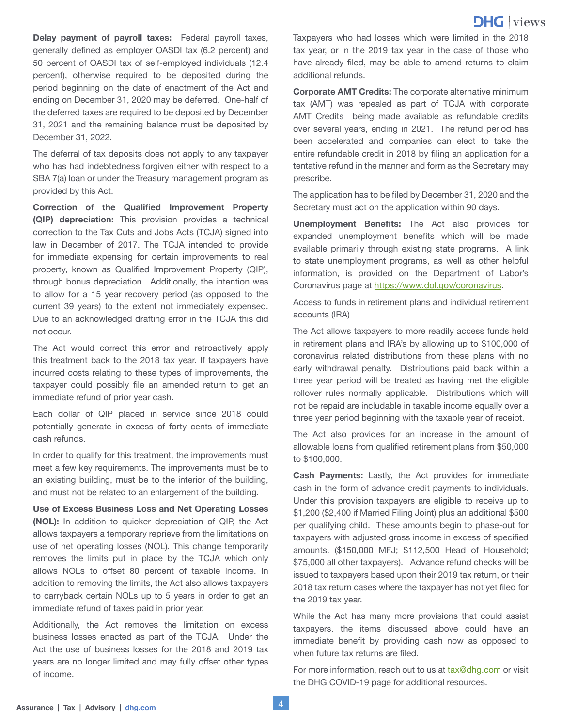**Delay payment of payroll taxes:** Federal payroll taxes, generally defined as employer OASDI tax (6.2 percent) and 50 percent of OASDI tax of self-employed individuals (12.4 percent), otherwise required to be deposited during the period beginning on the date of enactment of the Act and ending on December 31, 2020 may be deferred. One-half of the deferred taxes are required to be deposited by December 31, 2021 and the remaining balance must be deposited by December 31, 2022.

The deferral of tax deposits does not apply to any taxpayer who has had indebtedness forgiven either with respect to a SBA 7(a) loan or under the Treasury management program as provided by this Act.

**Correction of the Qualified Improvement Property (QIP) depreciation:** This provision provides a technical correction to the Tax Cuts and Jobs Acts (TCJA) signed into law in December of 2017. The TCJA intended to provide for immediate expensing for certain improvements to real property, known as Qualified Improvement Property (QIP), through bonus depreciation. Additionally, the intention was to allow for a 15 year recovery period (as opposed to the current 39 years) to the extent not immediately expensed. Due to an acknowledged drafting error in the TCJA this did not occur.

The Act would correct this error and retroactively apply this treatment back to the 2018 tax year. If taxpayers have incurred costs relating to these types of improvements, the taxpayer could possibly file an amended return to get an immediate refund of prior year cash.

Each dollar of QIP placed in service since 2018 could potentially generate in excess of forty cents of immediate cash refunds.

In order to qualify for this treatment, the improvements must meet a few key requirements. The improvements must be to an existing building, must be to the interior of the building, and must not be related to an enlargement of the building.

**Use of Excess Business Loss and Net Operating Losses (NOL):** In addition to quicker depreciation of QIP, the Act allows taxpayers a temporary reprieve from the limitations on use of net operating losses (NOL). This change temporarily removes the limits put in place by the TCJA which only allows NOLs to offset 80 percent of taxable income. In addition to removing the limits, the Act also allows taxpayers to carryback certain NOLs up to 5 years in order to get an immediate refund of taxes paid in prior year.

Additionally, the Act removes the limitation on excess business losses enacted as part of the TCJA. Under the Act the use of business losses for the 2018 and 2019 tax years are no longer limited and may fully offset other types of income.

Taxpayers who had losses which were limited in the 2018 tax year, or in the 2019 tax year in the case of those who have already filed, may be able to amend returns to claim additional refunds.

**Corporate AMT Credits:** The corporate alternative minimum tax (AMT) was repealed as part of TCJA with corporate AMT Credits being made available as refundable credits over several years, ending in 2021. The refund period has been accelerated and companies can elect to take the entire refundable credit in 2018 by filing an application for a tentative refund in the manner and form as the Secretary may prescribe.

The application has to be filed by December 31, 2020 and the Secretary must act on the application within 90 days.

**Unemployment Benefits:** The Act also provides for expanded unemployment benefits which will be made available primarily through existing state programs. A link to state unemployment programs, as well as other helpful information, is provided on the Department of Labor's Coronavirus page at https://www.dol.gov/coronavirus.

Access to funds in retirement plans and individual retirement accounts (IRA)

The Act allows taxpayers to more readily access funds held in retirement plans and IRA's by allowing up to $100,000 of coronavirus related distributions from these plans with no early withdrawal penalty. Distributions paid back within a three year period will be treated as having met the eligible rollover rules normally applicable. Distributions which will not be repaid are includable in taxable income equally over a three year period beginning with the taxable year of receipt.

The Act also provides for an increase in the amount of allowable loans from qualified retirement plans from $50,000 to $100,000.

**Cash Payments:** Lastly, the Act provides for immediate cash in the form of advance credit payments to individuals. Under this provision taxpayers are eligible to receive up to $1,200 ($2,400 if Married Filing Joint) plus an additional $500 per qualifying child. These amounts begin to phase-out for taxpayers with adjusted gross income in excess of specified amounts. ($150,000 MFJ; $112,500 Head of Household; $75,000 all other taxpayers). Advance refund checks will be issued to taxpayers based upon their 2019 tax return, or their 2018 tax return cases where the taxpayer has not yet filed for the 2019 tax year.

While the Act has many more provisions that could assist taxpayers, the items discussed above could have an immediate benefit by providing cash now as opposed to when future tax returns are filed.

For more information, reach out to us at tax@dhg.com or visit the DHG COVID-19 page for additional resources.